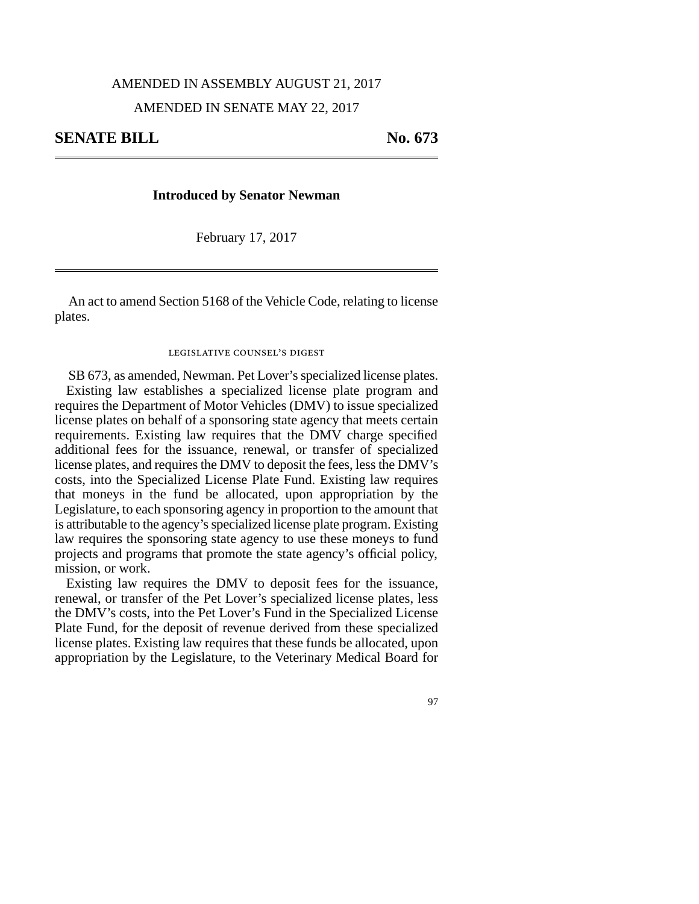AMENDED IN ASSEMBLY AUGUST 21, 2017

AMENDED IN SENATE MAY 22, 2017

## SENATE BILL No. 673

**Introduced by Senator Newman**

February 17, 2017

An act to amend Section 5168 of the Vehicle Code, relating to license plates.

LEGISLATIVE COUNSEL'S DIGEST

SB 673, as amended, Newman. Pet Lover's specialized license plates.

Existing law establishes a specialized license plate program and requires the Department of Motor Vehicles (DMV) to issue specialized license plates on behalf of a sponsoring state agency that meets certain requirements. Existing law requires that the DMV charge specified additional fees for the issuance, renewal, or transfer of specialized license plates, and requires the DMV to deposit the fees, less the DMV's costs, into the Specialized License Plate Fund. Existing law requires that moneys in the fund be allocated, upon appropriation by the Legislature, to each sponsoring agency in proportion to the amount that is attributable to the agency's specialized license plate program. Existing law requires the sponsoring state agency to use these moneys to fund projects and programs that promote the state agency's official policy, mission, or work.

Existing law requires the DMV to deposit fees for the issuance, renewal, or transfer of the Pet Lover's specialized license plates, less the DMV's costs, into the Pet Lover's Fund in the Specialized License Plate Fund, for the deposit of revenue derived from these specialized license plates. Existing law requires that these funds be allocated, upon appropriation by the Legislature, to the Veterinary Medical Board for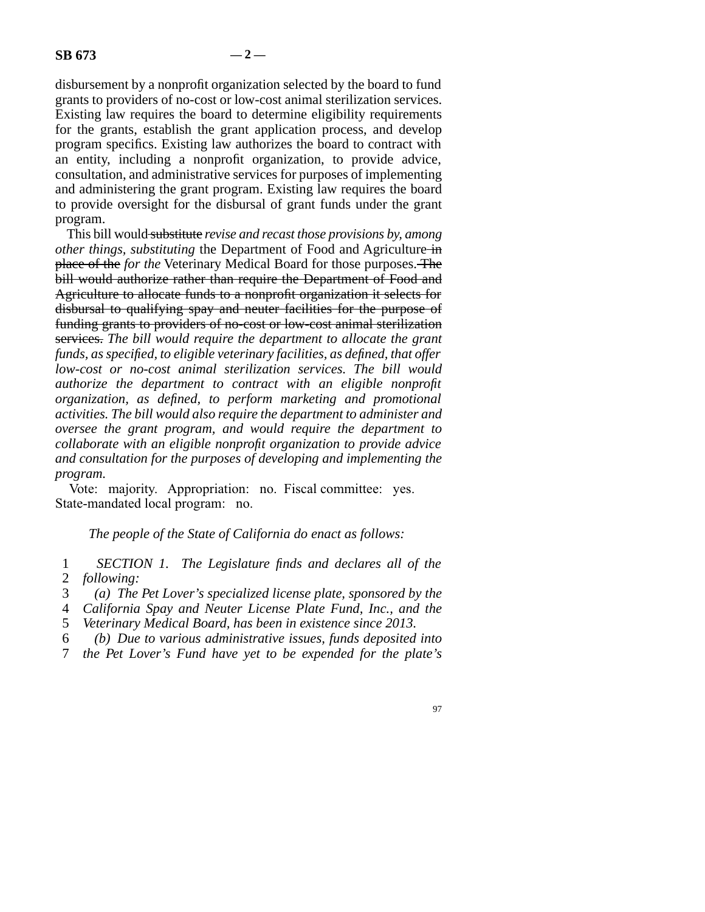disbursement by a nonprofit organization selected by the board to fund grants to providers of no-cost or low-cost animal sterilization services. Existing law requires the board to determine eligibility requirements for the grants, establish the grant application process, and develop program specifics. Existing law authorizes the board to contract with an entity, including a nonprofit organization, to provide advice, consultation, and administrative services for purposes of implementing and administering the grant program. Existing law requires the board to provide oversight for the disbursal of grant funds under the grant program.

This bill would ~~substitute~~ *revise and recast those provisions by, among other things, substituting* the Department of Food and Agriculture ~~in place of the~~ *for the* Veterinary Medical Board for those purposes. ~~The bill would authorize rather than require the Department of Food and Agriculture to allocate funds to a nonprofit organization it selects for disbursal to qualifying spay and neuter facilities for the purpose of funding grants to providers of no-cost or low-cost animal sterilization services.~~ *The bill would require the department to allocate the grant funds, as specified, to eligible veterinary facilities, as defined, that offer low-cost or no-cost animal sterilization services. The bill would authorize the department to contract with an eligible nonprofit organization, as defined, to perform marketing and promotional activities. The bill would also require the department to administer and oversee the grant program, and would require the department to collaborate with an eligible nonprofit organization to provide advice and consultation for the purposes of developing and implementing the program.*

Vote: majority. Appropriation: no. Fiscal committee: yes. State-mandated local program: no.

*The people of the State of California do enact as follows:*

1 *SECTION 1. The Legislature finds and declares all of the*
2 *following:*
3 *(a) The Pet Lover's specialized license plate, sponsored by the*
4 *California Spay and Neuter License Plate Fund, Inc., and the*
5 *Veterinary Medical Board, has been in existence since 2013.*
6 *(b) Due to various administrative issues, funds deposited into*
7 *the Pet Lover's Fund have yet to be expended for the plate's*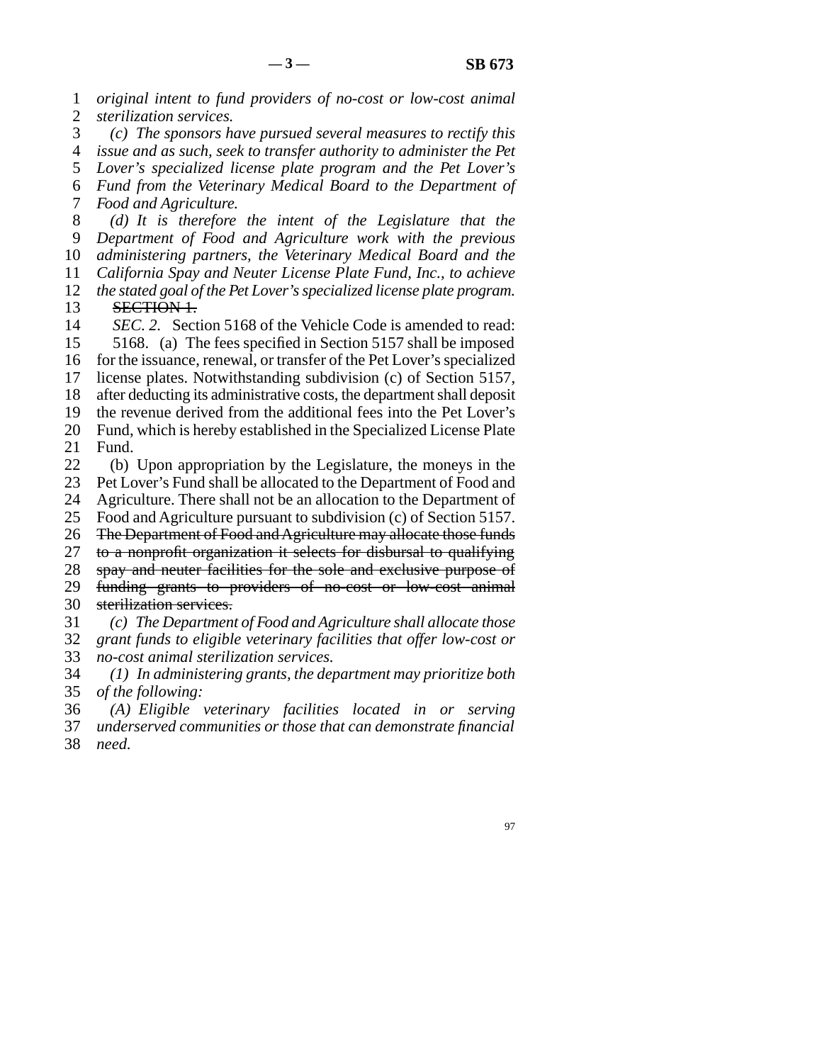*original intent to fund providers of no-cost or low-cost animal sterilization services.*

*(c) The sponsors have pursued several measures to rectify this issue and as such, seek to transfer authority to administer the Pet Lover's specialized license plate program and the Pet Lover's Fund from the Veterinary Medical Board to the Department of Food and Agriculture.*

*(d) It is therefore the intent of the Legislature that the Department of Food and Agriculture work with the previous administering partners, the Veterinary Medical Board and the California Spay and Neuter License Plate Fund, Inc., to achieve the stated goal of the Pet Lover's specialized license plate program.*

~~SECTION 1.~~

*SEC. 2.* Section 5168 of the Vehicle Code is amended to read:

5168. (a) The fees specified in Section 5157 shall be imposed for the issuance, renewal, or transfer of the Pet Lover's specialized license plates. Notwithstanding subdivision (c) of Section 5157, after deducting its administrative costs, the department shall deposit the revenue derived from the additional fees into the Pet Lover's Fund, which is hereby established in the Specialized License Plate Fund.

(b) Upon appropriation by the Legislature, the moneys in the Pet Lover's Fund shall be allocated to the Department of Food and Agriculture. There shall not be an allocation to the Department of Food and Agriculture pursuant to subdivision (c) of Section 5157. ~~The Department of Food and Agriculture may allocate those funds to a nonprofit organization it selects for disbursal to qualifying spay and neuter facilities for the sole and exclusive purpose of funding grants to providers of no-cost or low-cost animal sterilization services.~~

*(c) The Department of Food and Agriculture shall allocate those grant funds to eligible veterinary facilities that offer low-cost or no-cost animal sterilization services.*

*(1) In administering grants, the department may prioritize both of the following:*

*(A) Eligible veterinary facilities located in or serving underserved communities or those that can demonstrate financial need.*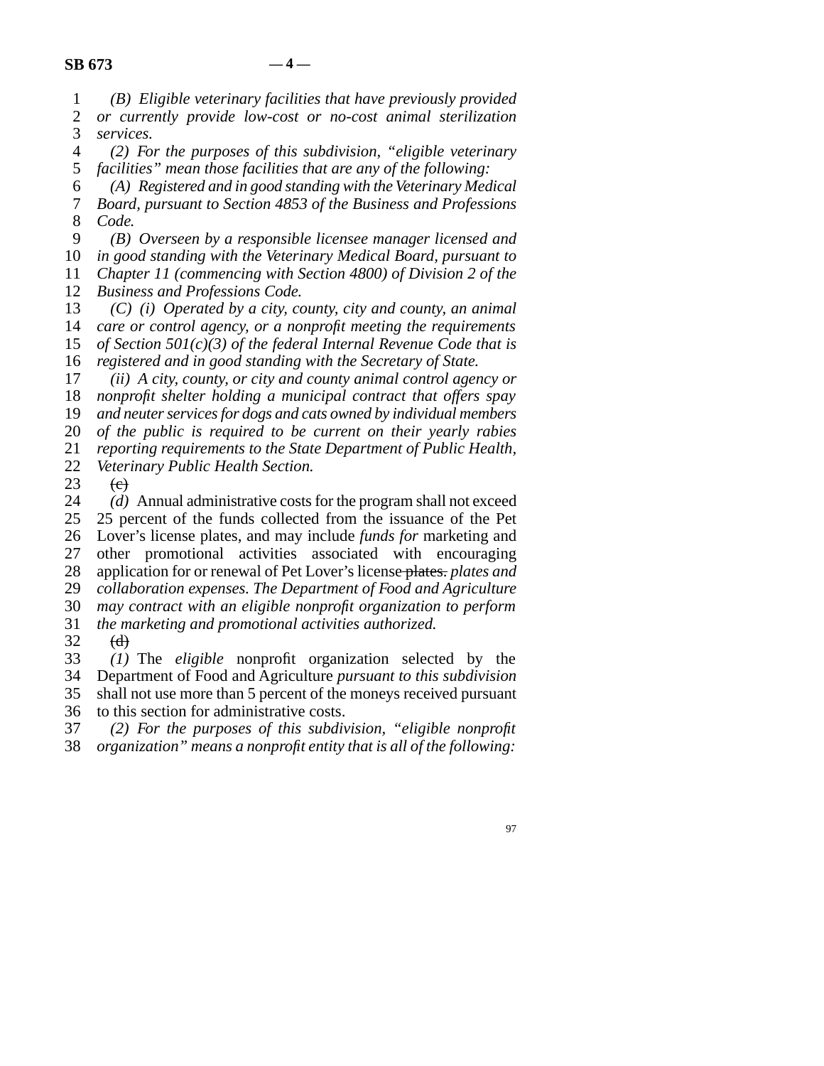*(B) Eligible veterinary facilities that have previously provided or currently provide low-cost or no-cost animal sterilization services.*

*(2) For the purposes of this subdivision, "eligible veterinary facilities" mean those facilities that are any of the following:*

*(A) Registered and in good standing with the Veterinary Medical Board, pursuant to Section 4853 of the Business and Professions Code.*

*(B) Overseen by a responsible licensee manager licensed and in good standing with the Veterinary Medical Board, pursuant to Chapter 11 (commencing with Section 4800) of Division 2 of the Business and Professions Code.*

*(C) (i) Operated by a city, county, city and county, an animal care or control agency, or a nonprofit meeting the requirements of Section 501(c)(3) of the federal Internal Revenue Code that is registered and in good standing with the Secretary of State.*

*(ii) A city, county, or city and county animal control agency or nonprofit shelter holding a municipal contract that offers spay and neuter services for dogs and cats owned by individual members of the public is required to be current on their yearly rabies reporting requirements to the State Department of Public Health, Veterinary Public Health Section.*

~~(c)~~

*(d)* Annual administrative costs for the program shall not exceed 25 percent of the funds collected from the issuance of the Pet Lover's license plates, and may include *funds for* marketing and other promotional activities associated with encouraging application for or renewal of Pet Lover's license ~~plates.~~ *plates and collaboration expenses. The Department of Food and Agriculture may contract with an eligible nonprofit organization to perform the marketing and promotional activities authorized.*

~~(d)~~

*(1)* The *eligible* nonprofit organization selected by the Department of Food and Agriculture *pursuant to this subdivision* shall not use more than 5 percent of the moneys received pursuant to this section for administrative costs.

*(2) For the purposes of this subdivision, "eligible nonprofit organization" means a nonprofit entity that is all of the following:*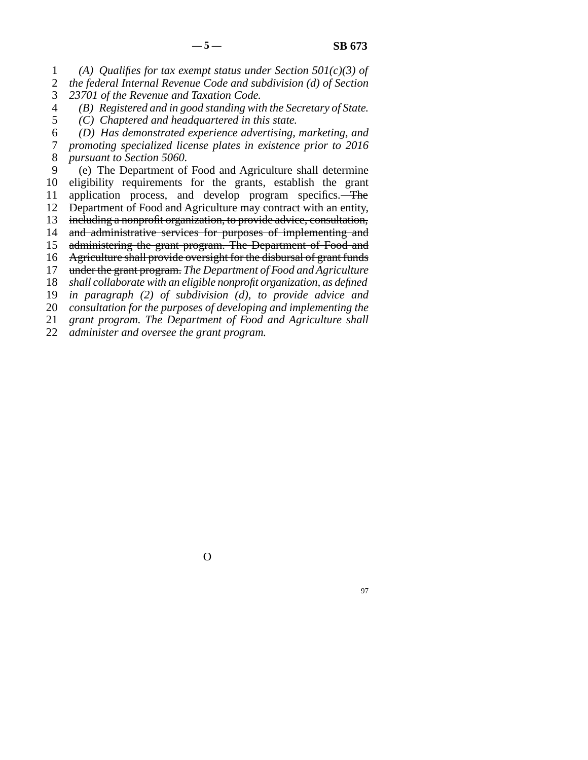*(A) Qualifies for tax exempt status under Section 501(c)(3) of the federal Internal Revenue Code and subdivision (d) of Section 23701 of the Revenue and Taxation Code.*

*(B) Registered and in good standing with the Secretary of State.*

*(C) Chaptered and headquartered in this state.*

*(D) Has demonstrated experience advertising, marketing, and promoting specialized license plates in existence prior to 2016 pursuant to Section 5060.*

(e) The Department of Food and Agriculture shall determine eligibility requirements for the grants, establish the grant application process, and develop program specifics. ~~The Department of Food and Agriculture may contract with an entity, including a nonprofit organization, to provide advice, consultation, and administrative services for purposes of implementing and administering the grant program. The Department of Food and Agriculture shall provide oversight for the disbursal of grant funds under the grant program.~~ *The Department of Food and Agriculture shall collaborate with an eligible nonprofit organization, as defined in paragraph (2) of subdivision (d), to provide advice and consultation for the purposes of developing and implementing the grant program. The Department of Food and Agriculture shall administer and oversee the grant program.*

O